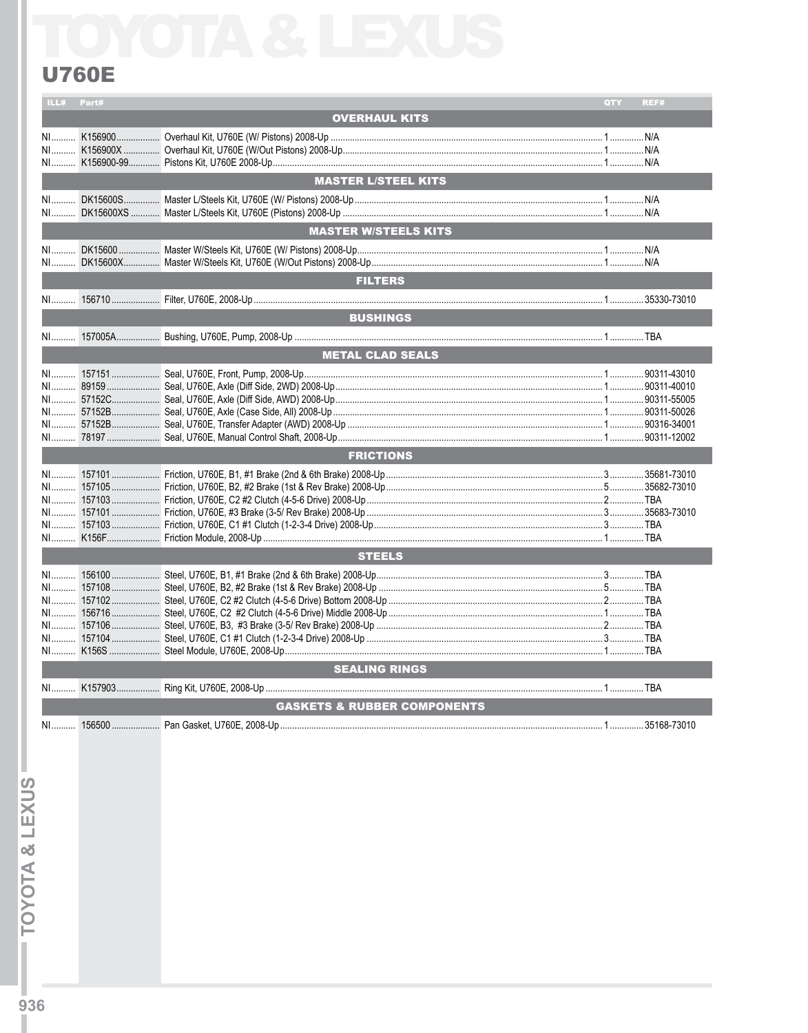# TOYOTA & LEXUS

## U760E

| ILL# | Part# | Description | QTY | REF# |
|---|---|---|---|---|
| | | **OVERHAUL KITS** | | |
| NI | K156900 | Overhaul Kit, U760E (W/ Pistons) 2008-Up | 1 | N/A |
| NI | K156900X | Overhaul Kit, U760E (W/Out Pistons) 2008-Up | 1 | N/A |
| NI | K156900-99 | Pistons Kit, U760E 2008-Up | 1 | N/A |
| | | **MASTER L/STEEL KITS** | | |
| NI | DK15600S | Master L/Steels Kit, U760E (W/ Pistons) 2008-Up | 1 | N/A |
| NI | DK15600XS | Master L/Steels Kit, U760E (Pistons) 2008-Up | 1 | N/A |
| | | **MASTER W/STEELS KITS** | | |
| NI | DK15600 | Master W/Steels Kit, U760E (W/ Pistons) 2008-Up | 1 | N/A |
| NI | DK15600X | Master W/Steels Kit, U760E (W/Out Pistons) 2008-Up | 1 | N/A |
| | | **FILTERS** | | |
| NI | 156710 | Filter, U760E, 2008-Up | 1 | 35330-73010 |
| | | **BUSHINGS** | | |
| NI | 157005A | Bushing, U760E, Pump, 2008-Up | 1 | TBA |
| | | **METAL CLAD SEALS** | | |
| NI | 157151 | Seal, U760E, Front, Pump, 2008-Up | 1 | 90311-43010 |
| NI | 89159 | Seal, U760E, Axle (Diff Side, 2WD) 2008-Up | 1 | 90311-40010 |
| NI | 57152C | Seal, U760E, Axle (Diff Side, AWD) 2008-Up | 1 | 90311-55005 |
| NI | 57152B | Seal, U760E, Axle (Case Side, All) 2008-Up | 1 | 90311-50026 |
| NI | 57152B | Seal, U760E, Transfer Adapter (AWD) 2008-Up | 1 | 90316-34001 |
| NI | 78197 | Seal, U760E, Manual Control Shaft, 2008-Up | 1 | 90311-12002 |
| | | **FRICTIONS** | | |
| NI | 157101 | Friction, U760E, B1, #1 Brake (2nd & 6th Brake) 2008-Up | 3 | 35681-73010 |
| NI | 157105 | Friction, U760E, B2, #2 Brake (1st & Rev Brake) 2008-Up | 5 | 35682-73010 |
| NI | 157103 | Friction, U760E, C2 #2 Clutch (4-5-6 Drive) 2008-Up | 2 | TBA |
| NI | 157101 | Friction, U760E, #3 Brake (3-5/ Rev Brake) 2008-Up | 3 | 35683-73010 |
| NI | 157103 | Friction, U760E, C1 #1 Clutch (1-2-3-4 Drive) 2008-Up | 3 | TBA |
| NI | K156F | Friction Module, 2008-Up | 1 | TBA |
| | | **STEELS** | | |
| NI | 156100 | Steel, U760E, B1, #1 Brake (2nd & 6th Brake) 2008-Up | 3 | TBA |
| NI | 157108 | Steel, U760E, B2, #2 Brake (1st & Rev Brake) 2008-Up | 5 | TBA |
| NI | 157102 | Steel, U760E, C2 #2 Clutch (4-5-6 Drive) Bottom 2008-Up | 2 | TBA |
| NI | 156716 | Steel, U760E, C2 #2 Clutch (4-5-6 Drive) Middle 2008-Up | 1 | TBA |
| NI | 157106 | Steel, U760E, B3, #3 Brake (3-5/ Rev Brake) 2008-Up | 2 | TBA |
| NI | 157104 | Steel, U760E, C1 #1 Clutch (1-2-3-4 Drive) 2008-Up | 3 | TBA |
| NI | K156S | Steel Module, U760E, 2008-Up | 1 | TBA |
| | | **SEALING RINGS** | | |
| NI | K157903 | Ring Kit, U760E, 2008-Up | 1 | TBA |
| | | **GASKETS & RUBBER COMPONENTS** | | |
| NI | 156500 | Pan Gasket, U760E, 2008-Up | 1 | 35168-73010 |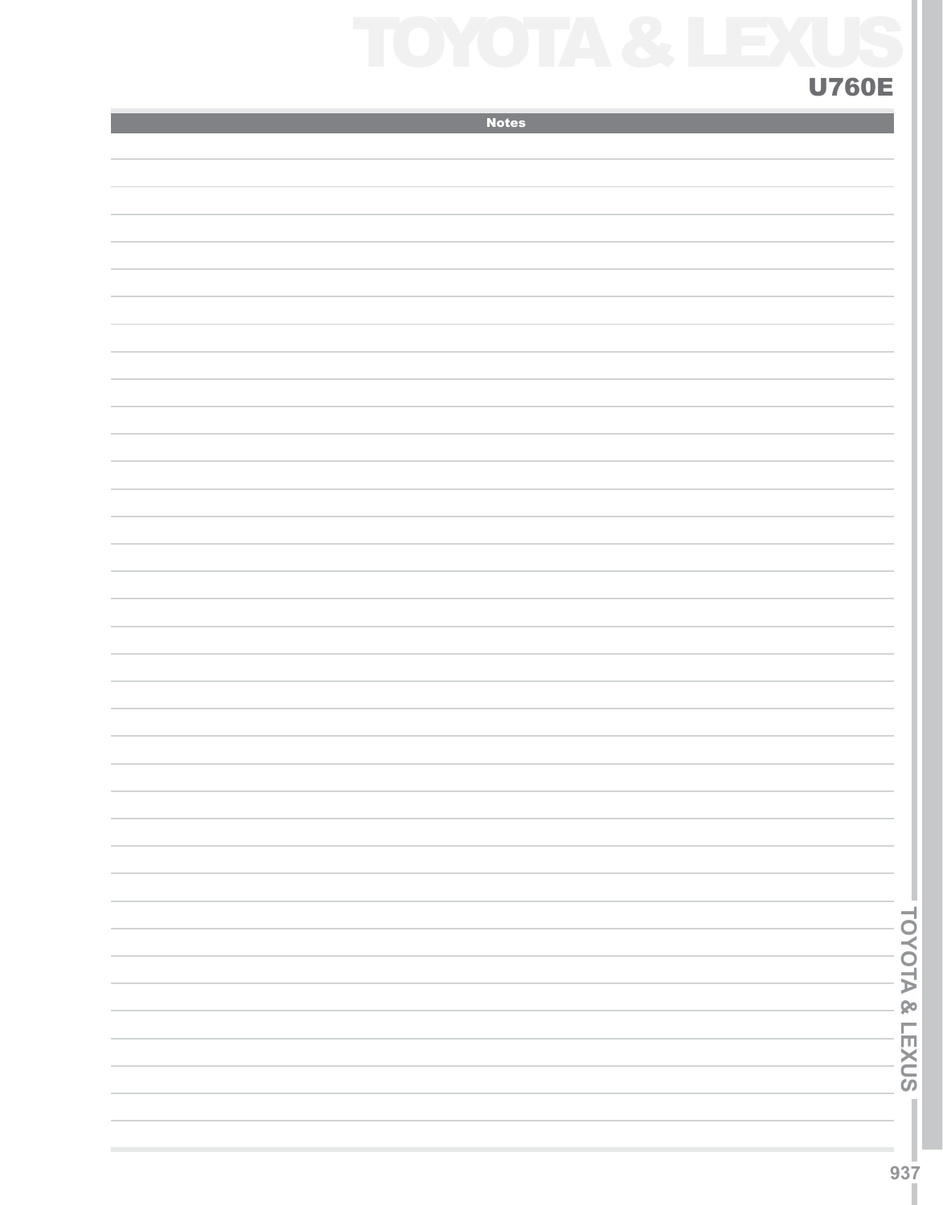Notes